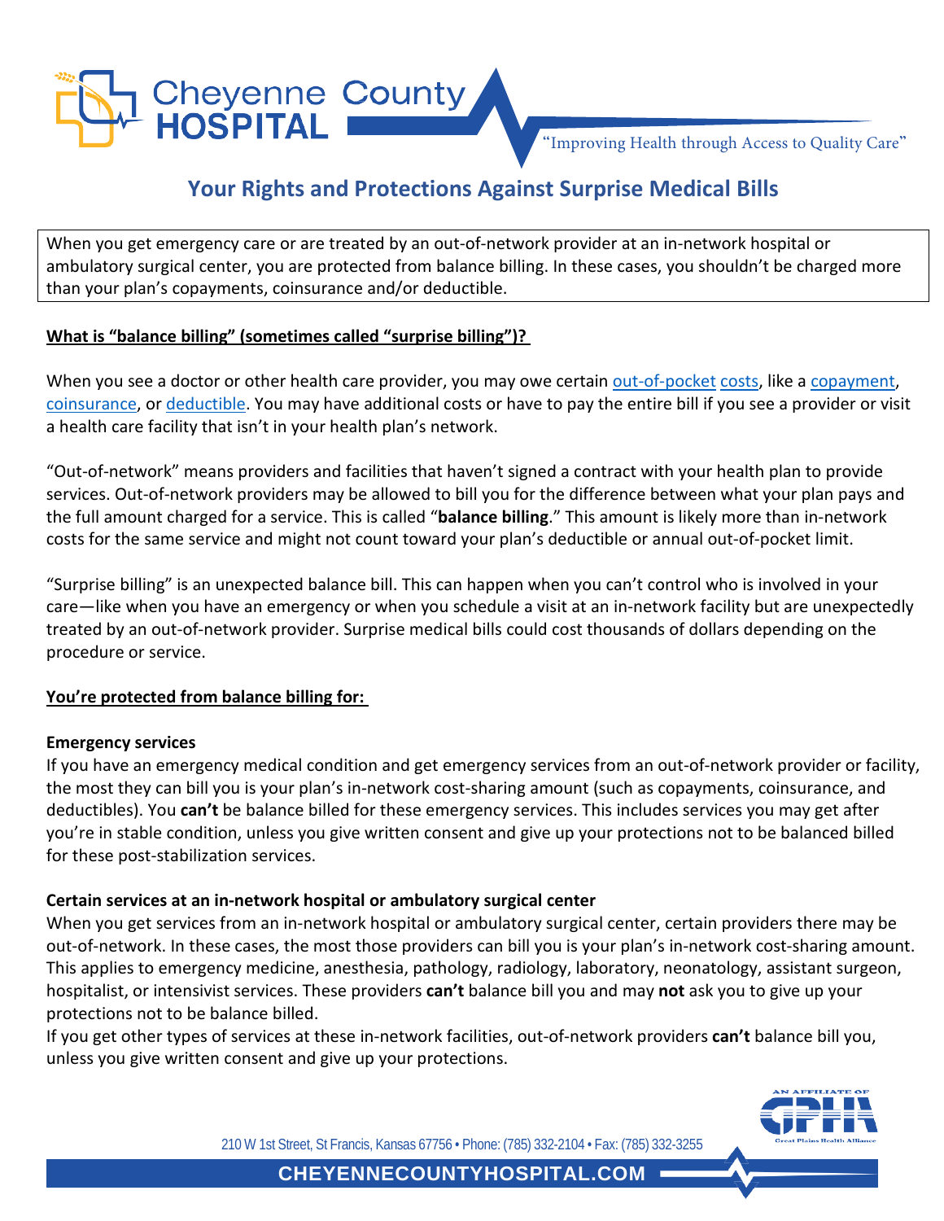# Cheyenne County HOSPITAL

"Improving Health through Access to Quality Care"

## Your Rights and Protections Against Surprise Medical Bills

When you get emergency care or are treated by an out-of-network provider at an in-network hospital or ambulatory surgical center, you are protected from balance billing. In these cases, you shouldn't be charged more than your plan's copayments, coinsurance and/or deductible.

**What is "balance billing" (sometimes called "surprise billing")?**

When you see a doctor or other health care provider, you may owe certain out-of-pocket costs, like a copayment, coinsurance, or deductible. You may have additional costs or have to pay the entire bill if you see a provider or visit a health care facility that isn't in your health plan's network.

"Out-of-network" means providers and facilities that haven't signed a contract with your health plan to provide services. Out-of-network providers may be allowed to bill you for the difference between what your plan pays and the full amount charged for a service. This is called "**balance billing**." This amount is likely more than in-network costs for the same service and might not count toward your plan's deductible or annual out-of-pocket limit.

"Surprise billing" is an unexpected balance bill. This can happen when you can't control who is involved in your care—like when you have an emergency or when you schedule a visit at an in-network facility but are unexpectedly treated by an out-of-network provider. Surprise medical bills could cost thousands of dollars depending on the procedure or service.

**You're protected from balance billing for:**

**Emergency services**

If you have an emergency medical condition and get emergency services from an out-of-network provider or facility, the most they can bill you is your plan's in-network cost-sharing amount (such as copayments, coinsurance, and deductibles). You **can't** be balance billed for these emergency services. This includes services you may get after you're in stable condition, unless you give written consent and give up your protections not to be balanced billed for these post-stabilization services.

**Certain services at an in-network hospital or ambulatory surgical center**

When you get services from an in-network hospital or ambulatory surgical center, certain providers there may be out-of-network. In these cases, the most those providers can bill you is your plan's in-network cost-sharing amount. This applies to emergency medicine, anesthesia, pathology, radiology, laboratory, neonatology, assistant surgeon, hospitalist, or intensivist services. These providers **can't** balance bill you and may **not** ask you to give up your protections not to be balance billed.

If you get other types of services at these in-network facilities, out-of-network providers **can't** balance bill you, unless you give written consent and give up your protections.

An Affiliate of GPHA – Great Plains Health Alliance

210 W 1st Street, St Francis, Kansas 67756 • Phone: (785) 332-2104 • Fax: (785) 332-3255

CHEYENNECOUNTYHOSPITAL.COM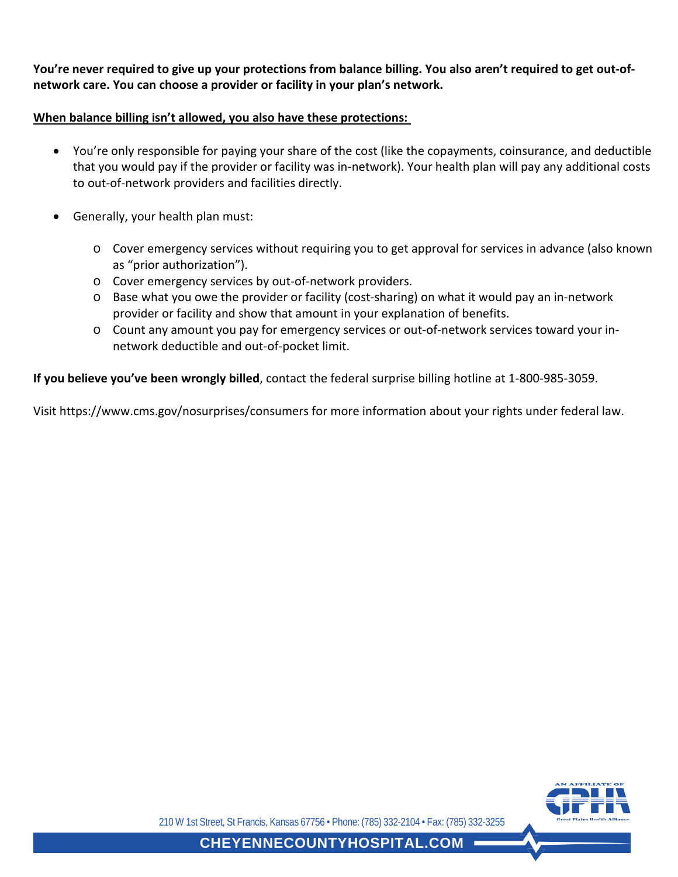**You're never required to give up your protections from balance billing. You also aren't required to get out-of-network care. You can choose a provider or facility in your plan's network.**

**When balance billing isn't allowed, you also have these protections:**

- You're only responsible for paying your share of the cost (like the copayments, coinsurance, and deductible that you would pay if the provider or facility was in-network). Your health plan will pay any additional costs to out-of-network providers and facilities directly.
- Generally, your health plan must:
  - Cover emergency services without requiring you to get approval for services in advance (also known as "prior authorization").
  - Cover emergency services by out-of-network providers.
  - Base what you owe the provider or facility (cost-sharing) on what it would pay an in-network provider or facility and show that amount in your explanation of benefits.
  - Count any amount you pay for emergency services or out-of-network services toward your in-network deductible and out-of-pocket limit.

**If you believe you've been wrongly billed**, contact the federal surprise billing hotline at 1-800-985-3059.

Visit https://www.cms.gov/nosurprises/consumers for more information about your rights under federal law.